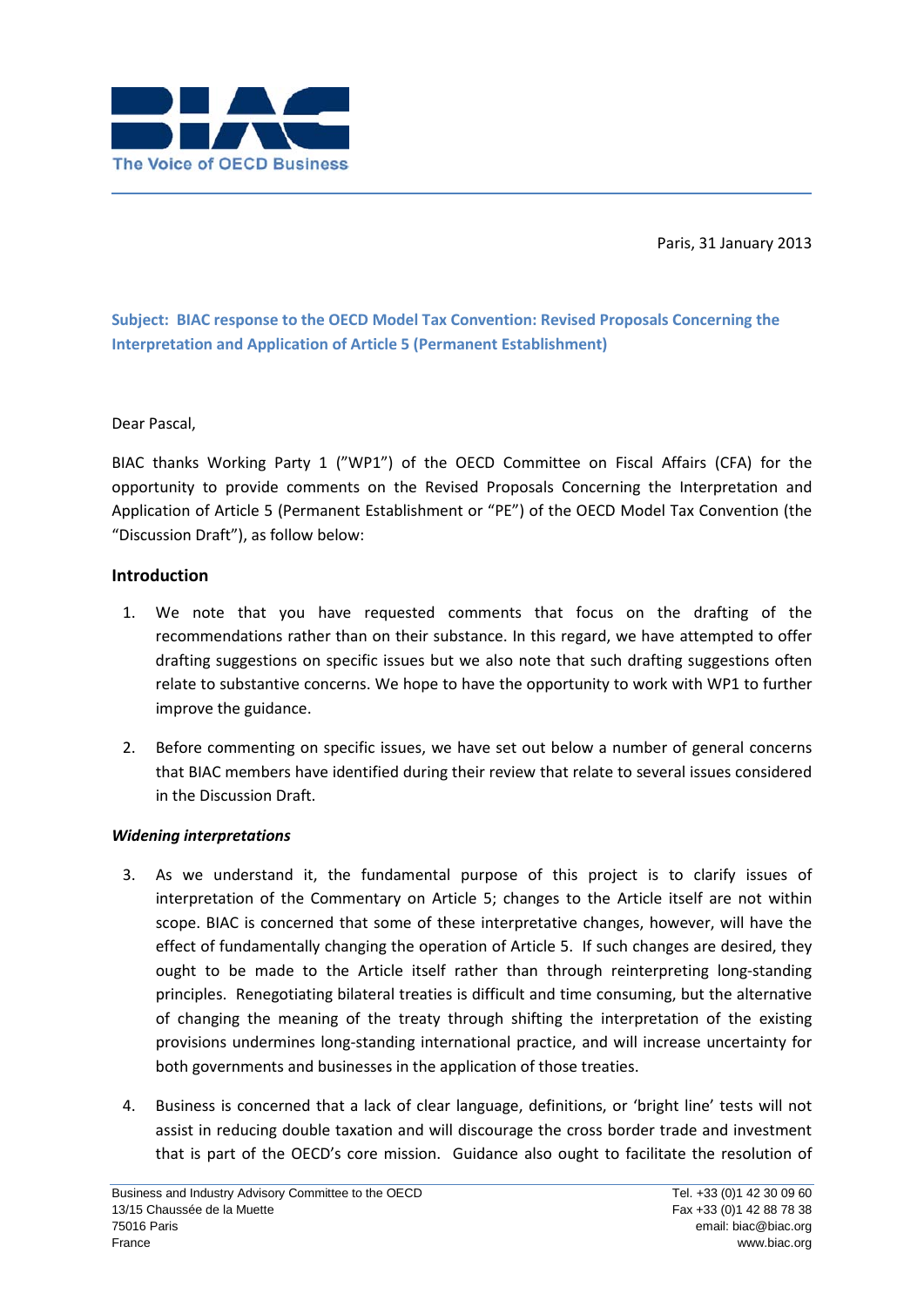Paris, 31 January 2013

**Subject: BIAC response to the OECD Model Tax Convention: Revised Proposals Concerning the Interpretation and Application of Article 5 (Permanent Establishment)**

Dear Pascal,

BIAC thanks Working Party 1 ("WP1") of the OECD Committee on Fiscal Affairs (CFA) for the opportunity to provide comments on the Revised Proposals Concerning the Interpretation and Application of Article 5 (Permanent Establishment or "PE") of the OECD Model Tax Convention (the "Discussion Draft"), as follow below:

## Introduction

1. We note that you have requested comments that focus on the drafting of the recommendations rather than on their substance. In this regard, we have attempted to offer drafting suggestions on specific issues but we also note that such drafting suggestions often relate to substantive concerns. We hope to have the opportunity to work with WP1 to further improve the guidance.

2. Before commenting on specific issues, we have set out below a number of general concerns that BIAC members have identified during their review that relate to several issues considered in the Discussion Draft.

### *Widening interpretations*

3. As we understand it, the fundamental purpose of this project is to clarify issues of interpretation of the Commentary on Article 5; changes to the Article itself are not within scope. BIAC is concerned that some of these interpretative changes, however, will have the effect of fundamentally changing the operation of Article 5. If such changes are desired, they ought to be made to the Article itself rather than through reinterpreting long-standing principles. Renegotiating bilateral treaties is difficult and time consuming, but the alternative of changing the meaning of the treaty through shifting the interpretation of the existing provisions undermines long-standing international practice, and will increase uncertainty for both governments and businesses in the application of those treaties.

4. Business is concerned that a lack of clear language, definitions, or 'bright line' tests will not assist in reducing double taxation and will discourage the cross border trade and investment that is part of the OECD's core mission. Guidance also ought to facilitate the resolution of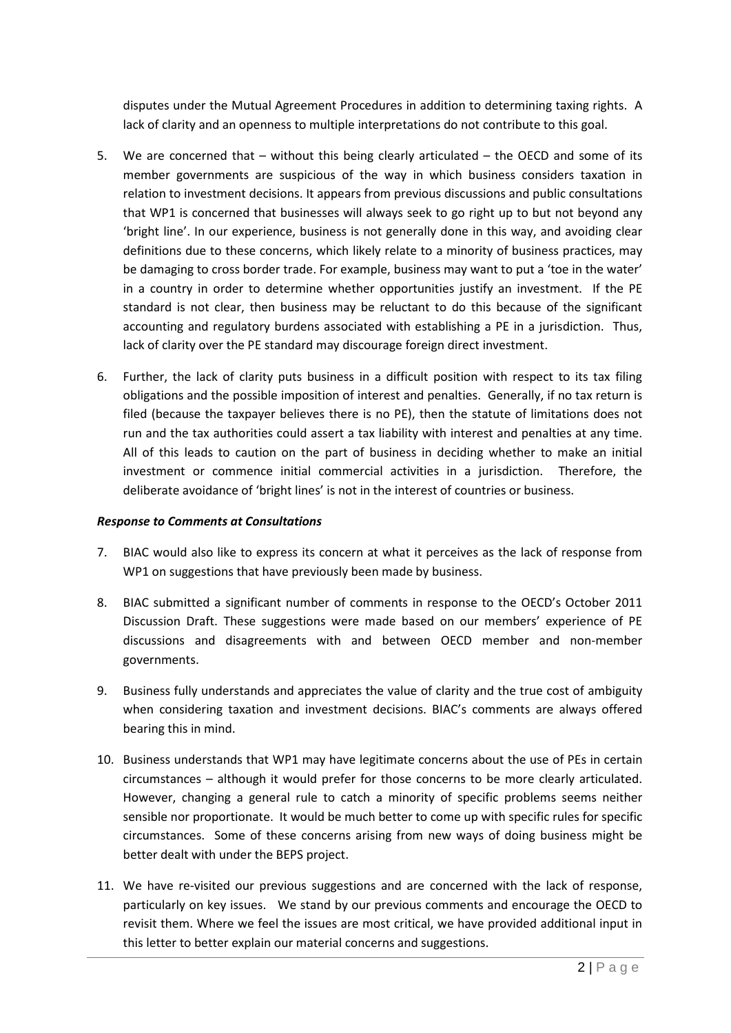disputes under the Mutual Agreement Procedures in addition to determining taxing rights. A lack of clarity and an openness to multiple interpretations do not contribute to this goal.

5. We are concerned that – without this being clearly articulated – the OECD and some of its member governments are suspicious of the way in which business considers taxation in relation to investment decisions. It appears from previous discussions and public consultations that WP1 is concerned that businesses will always seek to go right up to but not beyond any 'bright line'. In our experience, business is not generally done in this way, and avoiding clear definitions due to these concerns, which likely relate to a minority of business practices, may be damaging to cross border trade. For example, business may want to put a 'toe in the water' in a country in order to determine whether opportunities justify an investment. If the PE standard is not clear, then business may be reluctant to do this because of the significant accounting and regulatory burdens associated with establishing a PE in a jurisdiction. Thus, lack of clarity over the PE standard may discourage foreign direct investment.

6. Further, the lack of clarity puts business in a difficult position with respect to its tax filing obligations and the possible imposition of interest and penalties. Generally, if no tax return is filed (because the taxpayer believes there is no PE), then the statute of limitations does not run and the tax authorities could assert a tax liability with interest and penalties at any time. All of this leads to caution on the part of business in deciding whether to make an initial investment or commence initial commercial activities in a jurisdiction. Therefore, the deliberate avoidance of 'bright lines' is not in the interest of countries or business.

***Response to Comments at Consultations***

7. BIAC would also like to express its concern at what it perceives as the lack of response from WP1 on suggestions that have previously been made by business.

8. BIAC submitted a significant number of comments in response to the OECD's October 2011 Discussion Draft. These suggestions were made based on our members' experience of PE discussions and disagreements with and between OECD member and non-member governments.

9. Business fully understands and appreciates the value of clarity and the true cost of ambiguity when considering taxation and investment decisions. BIAC's comments are always offered bearing this in mind.

10. Business understands that WP1 may have legitimate concerns about the use of PEs in certain circumstances – although it would prefer for those concerns to be more clearly articulated. However, changing a general rule to catch a minority of specific problems seems neither sensible nor proportionate. It would be much better to come up with specific rules for specific circumstances. Some of these concerns arising from new ways of doing business might be better dealt with under the BEPS project.

11. We have re-visited our previous suggestions and are concerned with the lack of response, particularly on key issues. We stand by our previous comments and encourage the OECD to revisit them. Where we feel the issues are most critical, we have provided additional input in this letter to better explain our material concerns and suggestions.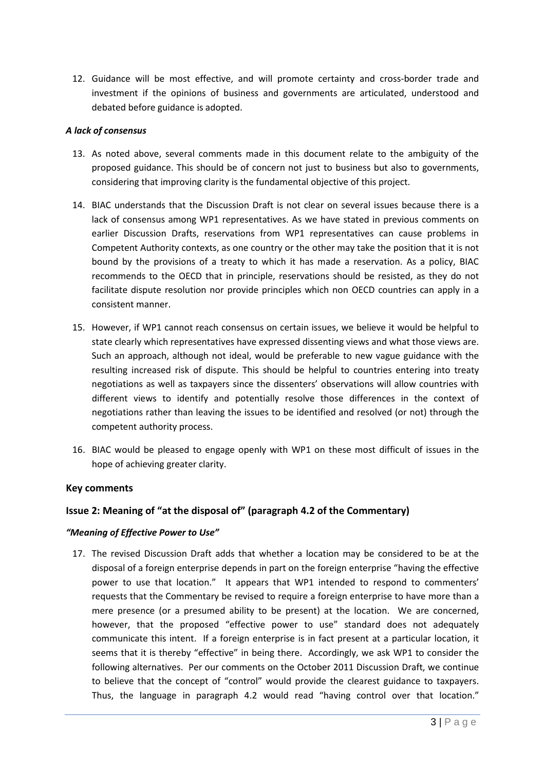12. Guidance will be most effective, and will promote certainty and cross-border trade and investment if the opinions of business and governments are articulated, understood and debated before guidance is adopted.

***A lack of consensus***

13. As noted above, several comments made in this document relate to the ambiguity of the proposed guidance. This should be of concern not just to business but also to governments, considering that improving clarity is the fundamental objective of this project.

14. BIAC understands that the Discussion Draft is not clear on several issues because there is a lack of consensus among WP1 representatives. As we have stated in previous comments on earlier Discussion Drafts, reservations from WP1 representatives can cause problems in Competent Authority contexts, as one country or the other may take the position that it is not bound by the provisions of a treaty to which it has made a reservation. As a policy, BIAC recommends to the OECD that in principle, reservations should be resisted, as they do not facilitate dispute resolution nor provide principles which non OECD countries can apply in a consistent manner.

15. However, if WP1 cannot reach consensus on certain issues, we believe it would be helpful to state clearly which representatives have expressed dissenting views and what those views are. Such an approach, although not ideal, would be preferable to new vague guidance with the resulting increased risk of dispute. This should be helpful to countries entering into treaty negotiations as well as taxpayers since the dissenters' observations will allow countries with different views to identify and potentially resolve those differences in the context of negotiations rather than leaving the issues to be identified and resolved (or not) through the competent authority process.

16. BIAC would be pleased to engage openly with WP1 on these most difficult of issues in the hope of achieving greater clarity.

## Key comments

### Issue 2: Meaning of "at the disposal of" (paragraph 4.2 of the Commentary)

***"Meaning of Effective Power to Use"***

17. The revised Discussion Draft adds that whether a location may be considered to be at the disposal of a foreign enterprise depends in part on the foreign enterprise "having the effective power to use that location." It appears that WP1 intended to respond to commenters' requests that the Commentary be revised to require a foreign enterprise to have more than a mere presence (or a presumed ability to be present) at the location. We are concerned, however, that the proposed "effective power to use" standard does not adequately communicate this intent. If a foreign enterprise is in fact present at a particular location, it seems that it is thereby "effective" in being there. Accordingly, we ask WP1 to consider the following alternatives. Per our comments on the October 2011 Discussion Draft, we continue to believe that the concept of "control" would provide the clearest guidance to taxpayers. Thus, the language in paragraph 4.2 would read "having control over that location."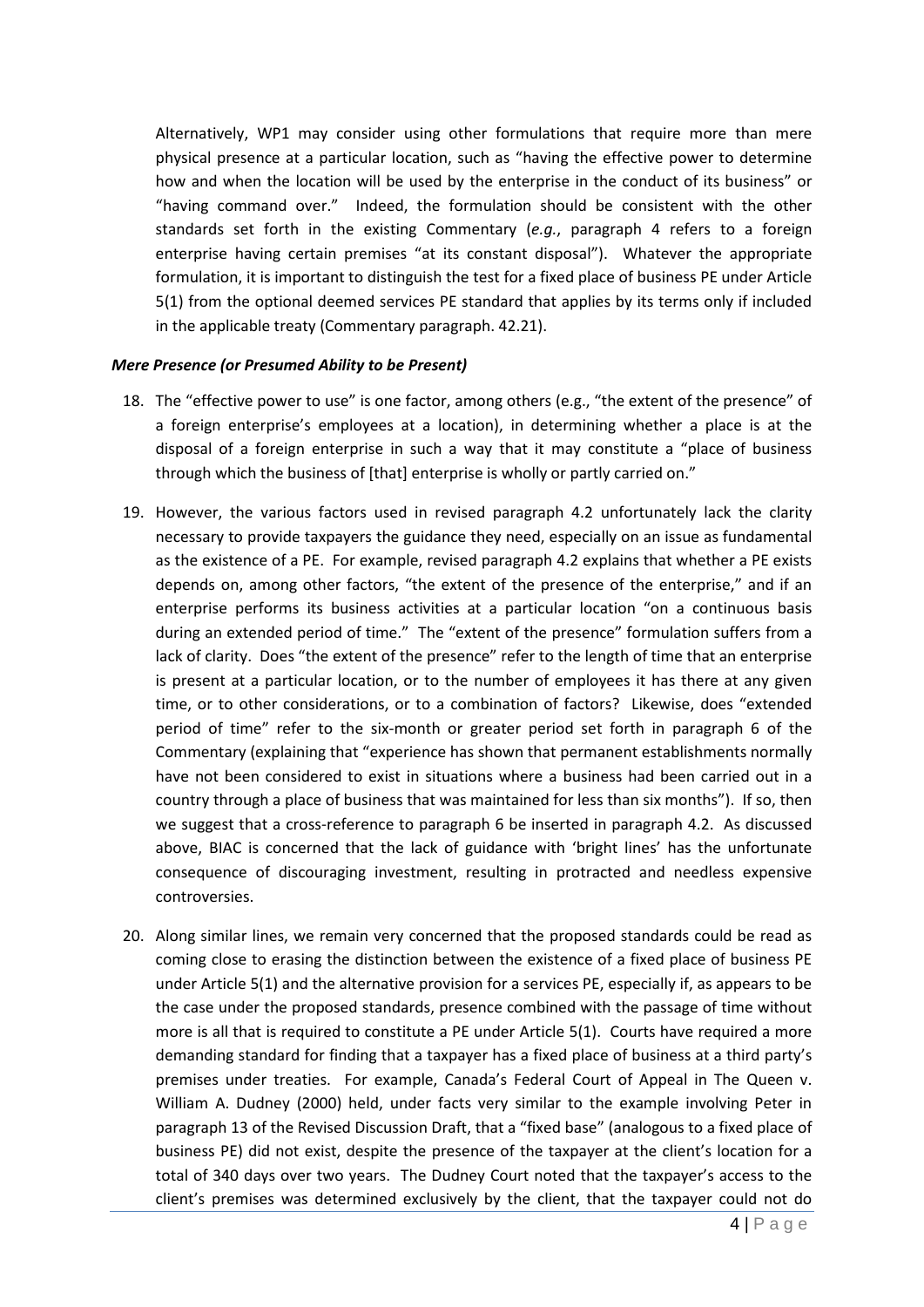Alternatively, WP1 may consider using other formulations that require more than mere physical presence at a particular location, such as "having the effective power to determine how and when the location will be used by the enterprise in the conduct of its business" or "having command over." Indeed, the formulation should be consistent with the other standards set forth in the existing Commentary (*e.g.*, paragraph 4 refers to a foreign enterprise having certain premises "at its constant disposal"). Whatever the appropriate formulation, it is important to distinguish the test for a fixed place of business PE under Article 5(1) from the optional deemed services PE standard that applies by its terms only if included in the applicable treaty (Commentary paragraph. 42.21).

***Mere Presence (or Presumed Ability to be Present)***

18. The "effective power to use" is one factor, among others (e.g., "the extent of the presence" of a foreign enterprise's employees at a location), in determining whether a place is at the disposal of a foreign enterprise in such a way that it may constitute a "place of business through which the business of [that] enterprise is wholly or partly carried on."

19. However, the various factors used in revised paragraph 4.2 unfortunately lack the clarity necessary to provide taxpayers the guidance they need, especially on an issue as fundamental as the existence of a PE. For example, revised paragraph 4.2 explains that whether a PE exists depends on, among other factors, "the extent of the presence of the enterprise," and if an enterprise performs its business activities at a particular location "on a continuous basis during an extended period of time." The "extent of the presence" formulation suffers from a lack of clarity. Does "the extent of the presence" refer to the length of time that an enterprise is present at a particular location, or to the number of employees it has there at any given time, or to other considerations, or to a combination of factors? Likewise, does "extended period of time" refer to the six-month or greater period set forth in paragraph 6 of the Commentary (explaining that "experience has shown that permanent establishments normally have not been considered to exist in situations where a business had been carried out in a country through a place of business that was maintained for less than six months"). If so, then we suggest that a cross-reference to paragraph 6 be inserted in paragraph 4.2. As discussed above, BIAC is concerned that the lack of guidance with 'bright lines' has the unfortunate consequence of discouraging investment, resulting in protracted and needless expensive controversies.

20. Along similar lines, we remain very concerned that the proposed standards could be read as coming close to erasing the distinction between the existence of a fixed place of business PE under Article 5(1) and the alternative provision for a services PE, especially if, as appears to be the case under the proposed standards, presence combined with the passage of time without more is all that is required to constitute a PE under Article 5(1). Courts have required a more demanding standard for finding that a taxpayer has a fixed place of business at a third party's premises under treaties. For example, Canada's Federal Court of Appeal in The Queen v. William A. Dudney (2000) held, under facts very similar to the example involving Peter in paragraph 13 of the Revised Discussion Draft, that a "fixed base" (analogous to a fixed place of business PE) did not exist, despite the presence of the taxpayer at the client's location for a total of 340 days over two years. The Dudney Court noted that the taxpayer's access to the client's premises was determined exclusively by the client, that the taxpayer could not do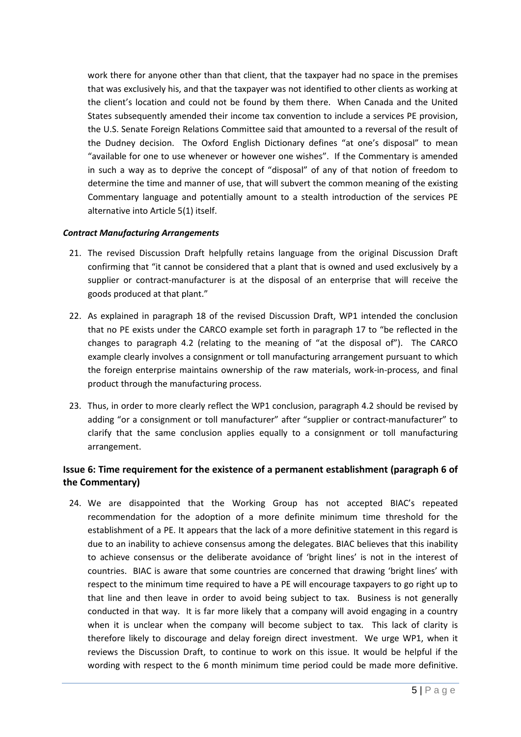work there for anyone other than that client, that the taxpayer had no space in the premises that was exclusively his, and that the taxpayer was not identified to other clients as working at the client's location and could not be found by them there. When Canada and the United States subsequently amended their income tax convention to include a services PE provision, the U.S. Senate Foreign Relations Committee said that amounted to a reversal of the result of the Dudney decision. The Oxford English Dictionary defines "at one's disposal" to mean "available for one to use whenever or however one wishes". If the Commentary is amended in such a way as to deprive the concept of "disposal" of any of that notion of freedom to determine the time and manner of use, that will subvert the common meaning of the existing Commentary language and potentially amount to a stealth introduction of the services PE alternative into Article 5(1) itself.

***Contract Manufacturing Arrangements***

21. The revised Discussion Draft helpfully retains language from the original Discussion Draft confirming that "it cannot be considered that a plant that is owned and used exclusively by a supplier or contract-manufacturer is at the disposal of an enterprise that will receive the goods produced at that plant."

22. As explained in paragraph 18 of the revised Discussion Draft, WP1 intended the conclusion that no PE exists under the CARCO example set forth in paragraph 17 to "be reflected in the changes to paragraph 4.2 (relating to the meaning of "at the disposal of"). The CARCO example clearly involves a consignment or toll manufacturing arrangement pursuant to which the foreign enterprise maintains ownership of the raw materials, work-in-process, and final product through the manufacturing process.

23. Thus, in order to more clearly reflect the WP1 conclusion, paragraph 4.2 should be revised by adding "or a consignment or toll manufacturer" after "supplier or contract-manufacturer" to clarify that the same conclusion applies equally to a consignment or toll manufacturing arrangement.

## Issue 6: Time requirement for the existence of a permanent establishment (paragraph 6 of the Commentary)

24. We are disappointed that the Working Group has not accepted BIAC's repeated recommendation for the adoption of a more definite minimum time threshold for the establishment of a PE. It appears that the lack of a more definitive statement in this regard is due to an inability to achieve consensus among the delegates. BIAC believes that this inability to achieve consensus or the deliberate avoidance of 'bright lines' is not in the interest of countries. BIAC is aware that some countries are concerned that drawing 'bright lines' with respect to the minimum time required to have a PE will encourage taxpayers to go right up to that line and then leave in order to avoid being subject to tax. Business is not generally conducted in that way. It is far more likely that a company will avoid engaging in a country when it is unclear when the company will become subject to tax. This lack of clarity is therefore likely to discourage and delay foreign direct investment. We urge WP1, when it reviews the Discussion Draft, to continue to work on this issue. It would be helpful if the wording with respect to the 6 month minimum time period could be made more definitive.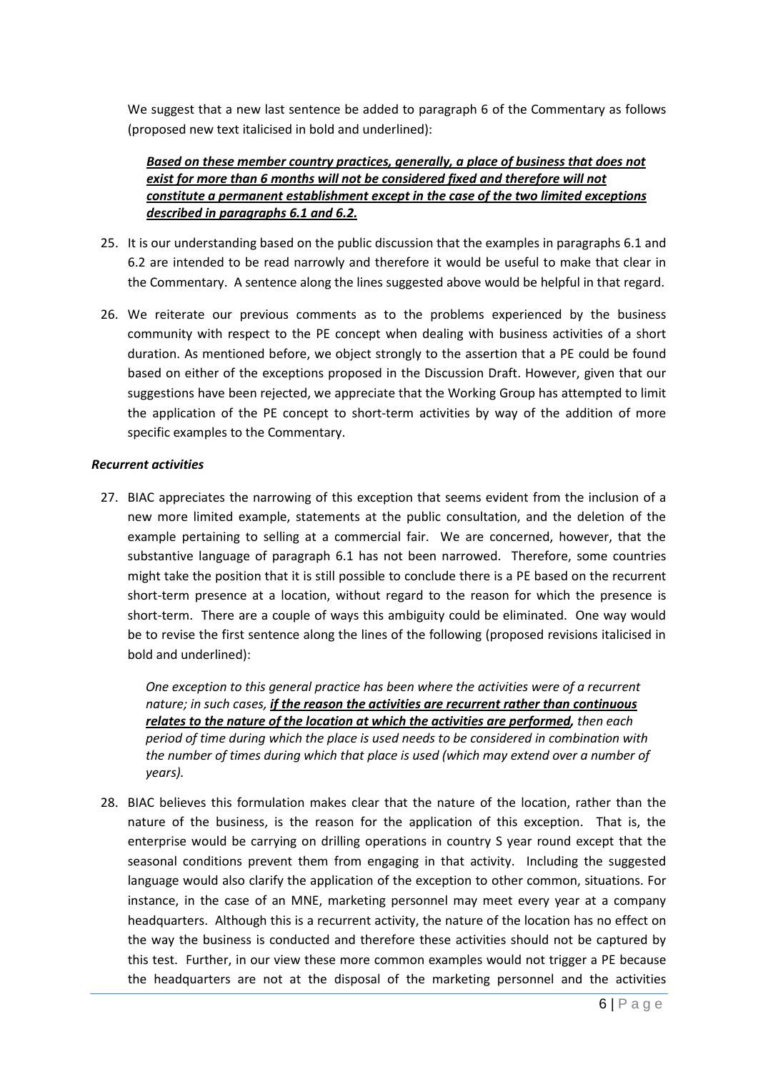We suggest that a new last sentence be added to paragraph 6 of the Commentary as follows (proposed new text italicised in bold and underlined):

> <u>***Based on these member country practices, generally, a place of business that does not exist for more than 6 months will not be considered fixed and therefore will not constitute a permanent establishment except in the case of the two limited exceptions described in paragraphs 6.1 and 6.2.***</u>

25. It is our understanding based on the public discussion that the examples in paragraphs 6.1 and 6.2 are intended to be read narrowly and therefore it would be useful to make that clear in the Commentary. A sentence along the lines suggested above would be helpful in that regard.

26. We reiterate our previous comments as to the problems experienced by the business community with respect to the PE concept when dealing with business activities of a short duration. As mentioned before, we object strongly to the assertion that a PE could be found based on either of the exceptions proposed in the Discussion Draft. However, given that our suggestions have been rejected, we appreciate that the Working Group has attempted to limit the application of the PE concept to short-term activities by way of the addition of more specific examples to the Commentary.

***Recurrent activities***

27. BIAC appreciates the narrowing of this exception that seems evident from the inclusion of a new more limited example, statements at the public consultation, and the deletion of the example pertaining to selling at a commercial fair. We are concerned, however, that the substantive language of paragraph 6.1 has not been narrowed. Therefore, some countries might take the position that it is still possible to conclude there is a PE based on the recurrent short-term presence at a location, without regard to the reason for which the presence is short-term. There are a couple of ways this ambiguity could be eliminated. One way would be to revise the first sentence along the lines of the following (proposed revisions italicised in bold and underlined):

> *One exception to this general practice has been where the activities were of a recurrent nature; in such cases,* <u>***if the reason the activities are recurrent rather than continuous relates to the nature of the location at which the activities are performed,***</u> *then each period of time during which the place is used needs to be considered in combination with the number of times during which that place is used (which may extend over a number of years).*

28. BIAC believes this formulation makes clear that the nature of the location, rather than the nature of the business, is the reason for the application of this exception. That is, the enterprise would be carrying on drilling operations in country S year round except that the seasonal conditions prevent them from engaging in that activity. Including the suggested language would also clarify the application of the exception to other common, situations. For instance, in the case of an MNE, marketing personnel may meet every year at a company headquarters. Although this is a recurrent activity, the nature of the location has no effect on the way the business is conducted and therefore these activities should not be captured by this test. Further, in our view these more common examples would not trigger a PE because the headquarters are not at the disposal of the marketing personnel and the activities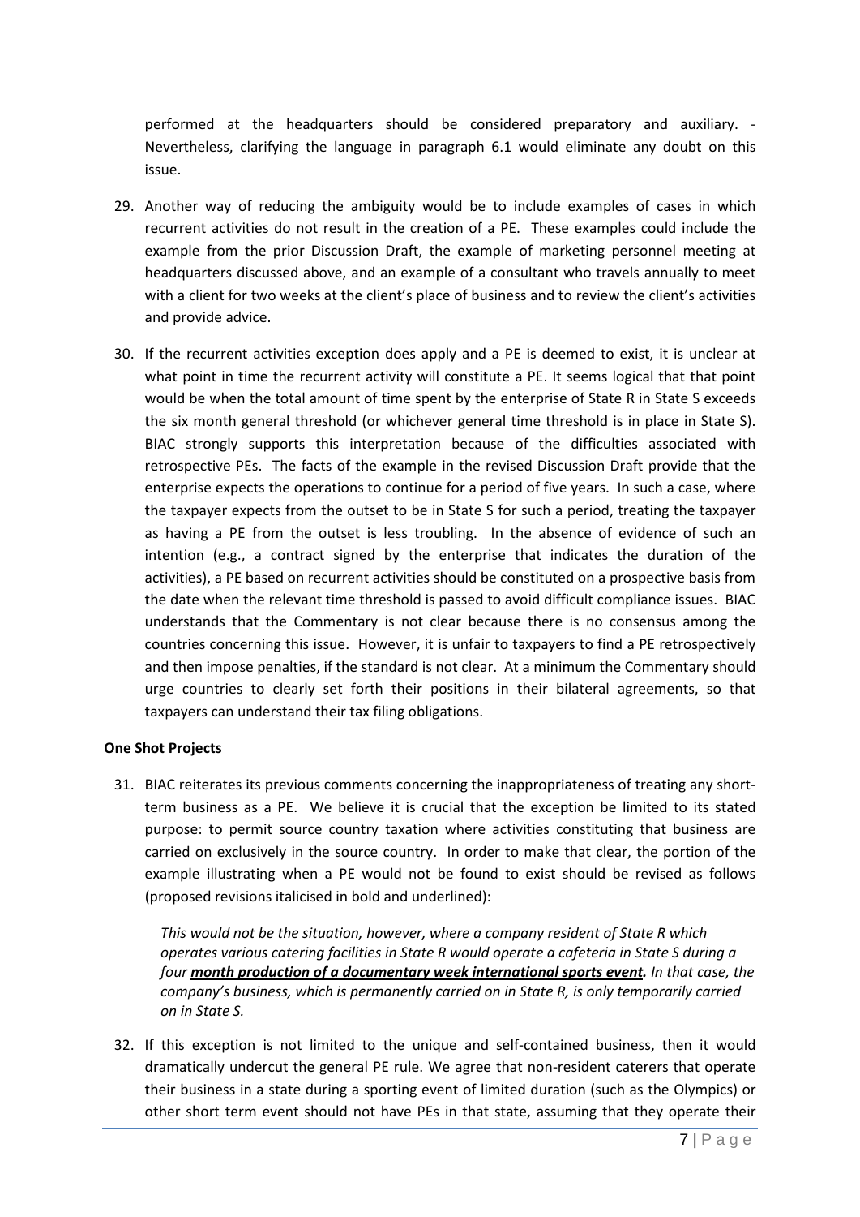performed at the headquarters should be considered preparatory and auxiliary. - Nevertheless, clarifying the language in paragraph 6.1 would eliminate any doubt on this issue.

29. Another way of reducing the ambiguity would be to include examples of cases in which recurrent activities do not result in the creation of a PE. These examples could include the example from the prior Discussion Draft, the example of marketing personnel meeting at headquarters discussed above, and an example of a consultant who travels annually to meet with a client for two weeks at the client's place of business and to review the client's activities and provide advice.

30. If the recurrent activities exception does apply and a PE is deemed to exist, it is unclear at what point in time the recurrent activity will constitute a PE. It seems logical that that point would be when the total amount of time spent by the enterprise of State R in State S exceeds the six month general threshold (or whichever general time threshold is in place in State S). BIAC strongly supports this interpretation because of the difficulties associated with retrospective PEs. The facts of the example in the revised Discussion Draft provide that the enterprise expects the operations to continue for a period of five years. In such a case, where the taxpayer expects from the outset to be in State S for such a period, treating the taxpayer as having a PE from the outset is less troubling. In the absence of evidence of such an intention (e.g., a contract signed by the enterprise that indicates the duration of the activities), a PE based on recurrent activities should be constituted on a prospective basis from the date when the relevant time threshold is passed to avoid difficult compliance issues. BIAC understands that the Commentary is not clear because there is no consensus among the countries concerning this issue. However, it is unfair to taxpayers to find a PE retrospectively and then impose penalties, if the standard is not clear. At a minimum the Commentary should urge countries to clearly set forth their positions in their bilateral agreements, so that taxpayers can understand their tax filing obligations.

**One Shot Projects**

31. BIAC reiterates its previous comments concerning the inappropriateness of treating any short-term business as a PE. We believe it is crucial that the exception be limited to its stated purpose: to permit source country taxation where activities constituting that business are carried on exclusively in the source country. In order to make that clear, the portion of the example illustrating when a PE would not be found to exist should be revised as follows (proposed revisions italicised in bold and underlined):

    *This would not be the situation, however, where a company resident of State R which operates various catering facilities in State R would operate a cafeteria in State S during a four* ***<u>month production of a documentary</u>*** ***~~week international sports event~~****. In that case, the company's business, which is permanently carried on in State R, is only temporarily carried on in State S.*

32. If this exception is not limited to the unique and self-contained business, then it would dramatically undercut the general PE rule. We agree that non-resident caterers that operate their business in a state during a sporting event of limited duration (such as the Olympics) or other short term event should not have PEs in that state, assuming that they operate their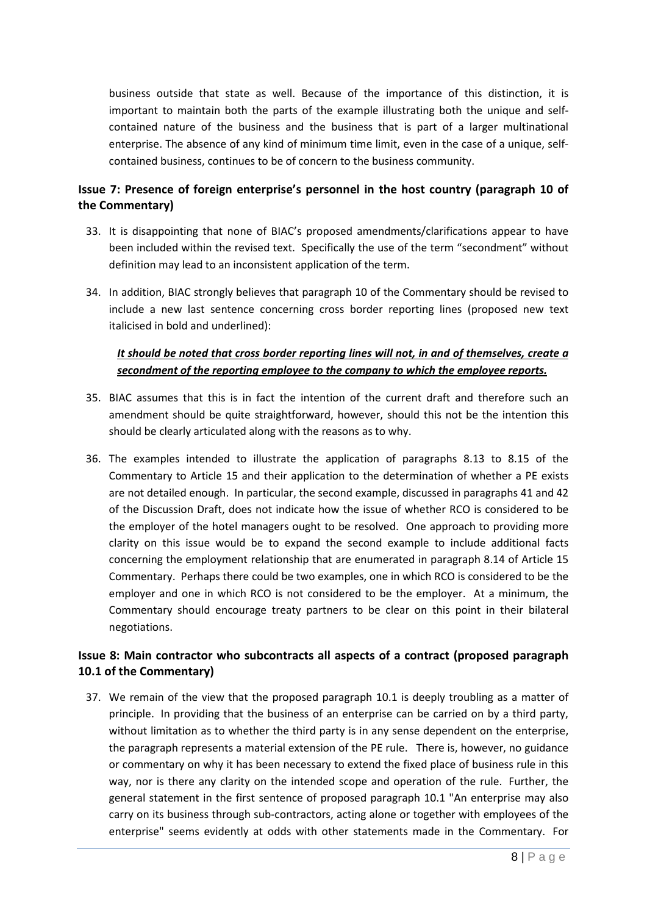business outside that state as well. Because of the importance of this distinction, it is important to maintain both the parts of the example illustrating both the unique and self-contained nature of the business and the business that is part of a larger multinational enterprise. The absence of any kind of minimum time limit, even in the case of a unique, self-contained business, continues to be of concern to the business community.

### Issue 7: Presence of foreign enterprise's personnel in the host country (paragraph 10 of the Commentary)

33. It is disappointing that none of BIAC's proposed amendments/clarifications appear to have been included within the revised text. Specifically the use of the term "secondment" without definition may lead to an inconsistent application of the term.

34. In addition, BIAC strongly believes that paragraph 10 of the Commentary should be revised to include a new last sentence concerning cross border reporting lines (proposed new text italicised in bold and underlined):

    ***<u>It should be noted that cross border reporting lines will not, in and of themselves, create a secondment of the reporting employee to the company to which the employee reports.</u>***

35. BIAC assumes that this is in fact the intention of the current draft and therefore such an amendment should be quite straightforward, however, should this not be the intention this should be clearly articulated along with the reasons as to why.

36. The examples intended to illustrate the application of paragraphs 8.13 to 8.15 of the Commentary to Article 15 and their application to the determination of whether a PE exists are not detailed enough. In particular, the second example, discussed in paragraphs 41 and 42 of the Discussion Draft, does not indicate how the issue of whether RCO is considered to be the employer of the hotel managers ought to be resolved. One approach to providing more clarity on this issue would be to expand the second example to include additional facts concerning the employment relationship that are enumerated in paragraph 8.14 of Article 15 Commentary. Perhaps there could be two examples, one in which RCO is considered to be the employer and one in which RCO is not considered to be the employer. At a minimum, the Commentary should encourage treaty partners to be clear on this point in their bilateral negotiations.

### Issue 8: Main contractor who subcontracts all aspects of a contract (proposed paragraph 10.1 of the Commentary)

37. We remain of the view that the proposed paragraph 10.1 is deeply troubling as a matter of principle. In providing that the business of an enterprise can be carried on by a third party, without limitation as to whether the third party is in any sense dependent on the enterprise, the paragraph represents a material extension of the PE rule. There is, however, no guidance or commentary on why it has been necessary to extend the fixed place of business rule in this way, nor is there any clarity on the intended scope and operation of the rule. Further, the general statement in the first sentence of proposed paragraph 10.1 "An enterprise may also carry on its business through sub-contractors, acting alone or together with employees of the enterprise" seems evidently at odds with other statements made in the Commentary. For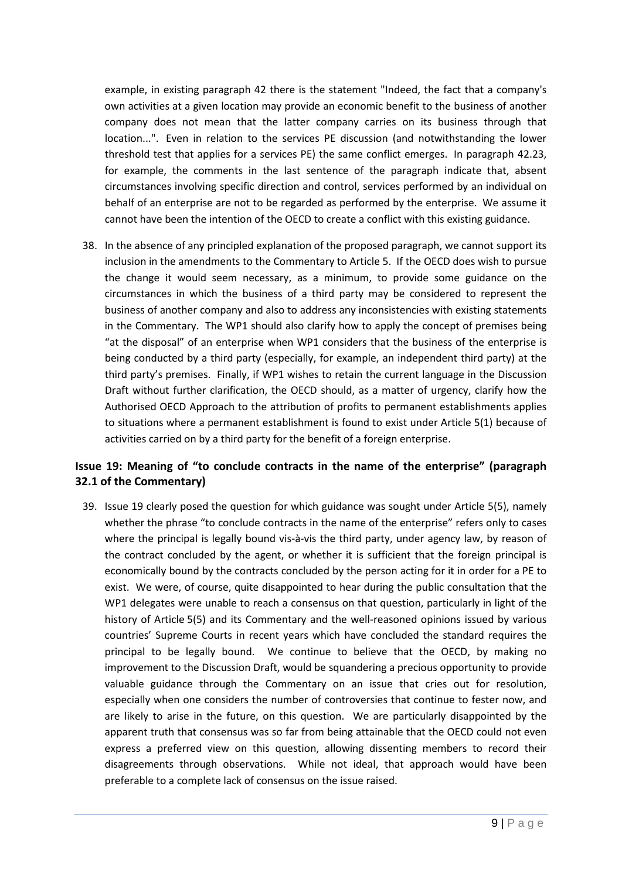example, in existing paragraph 42 there is the statement "Indeed, the fact that a company's own activities at a given location may provide an economic benefit to the business of another company does not mean that the latter company carries on its business through that location...". Even in relation to the services PE discussion (and notwithstanding the lower threshold test that applies for a services PE) the same conflict emerges. In paragraph 42.23, for example, the comments in the last sentence of the paragraph indicate that, absent circumstances involving specific direction and control, services performed by an individual on behalf of an enterprise are not to be regarded as performed by the enterprise. We assume it cannot have been the intention of the OECD to create a conflict with this existing guidance.

38. In the absence of any principled explanation of the proposed paragraph, we cannot support its inclusion in the amendments to the Commentary to Article 5. If the OECD does wish to pursue the change it would seem necessary, as a minimum, to provide some guidance on the circumstances in which the business of a third party may be considered to represent the business of another company and also to address any inconsistencies with existing statements in the Commentary. The WP1 should also clarify how to apply the concept of premises being "at the disposal" of an enterprise when WP1 considers that the business of the enterprise is being conducted by a third party (especially, for example, an independent third party) at the third party's premises. Finally, if WP1 wishes to retain the current language in the Discussion Draft without further clarification, the OECD should, as a matter of urgency, clarify how the Authorised OECD Approach to the attribution of profits to permanent establishments applies to situations where a permanent establishment is found to exist under Article 5(1) because of activities carried on by a third party for the benefit of a foreign enterprise.

## Issue 19: Meaning of "to conclude contracts in the name of the enterprise" (paragraph 32.1 of the Commentary)

39. Issue 19 clearly posed the question for which guidance was sought under Article 5(5), namely whether the phrase "to conclude contracts in the name of the enterprise" refers only to cases where the principal is legally bound vis-à-vis the third party, under agency law, by reason of the contract concluded by the agent, or whether it is sufficient that the foreign principal is economically bound by the contracts concluded by the person acting for it in order for a PE to exist. We were, of course, quite disappointed to hear during the public consultation that the WP1 delegates were unable to reach a consensus on that question, particularly in light of the history of Article 5(5) and its Commentary and the well-reasoned opinions issued by various countries' Supreme Courts in recent years which have concluded the standard requires the principal to be legally bound. We continue to believe that the OECD, by making no improvement to the Discussion Draft, would be squandering a precious opportunity to provide valuable guidance through the Commentary on an issue that cries out for resolution, especially when one considers the number of controversies that continue to fester now, and are likely to arise in the future, on this question. We are particularly disappointed by the apparent truth that consensus was so far from being attainable that the OECD could not even express a preferred view on this question, allowing dissenting members to record their disagreements through observations. While not ideal, that approach would have been preferable to a complete lack of consensus on the issue raised.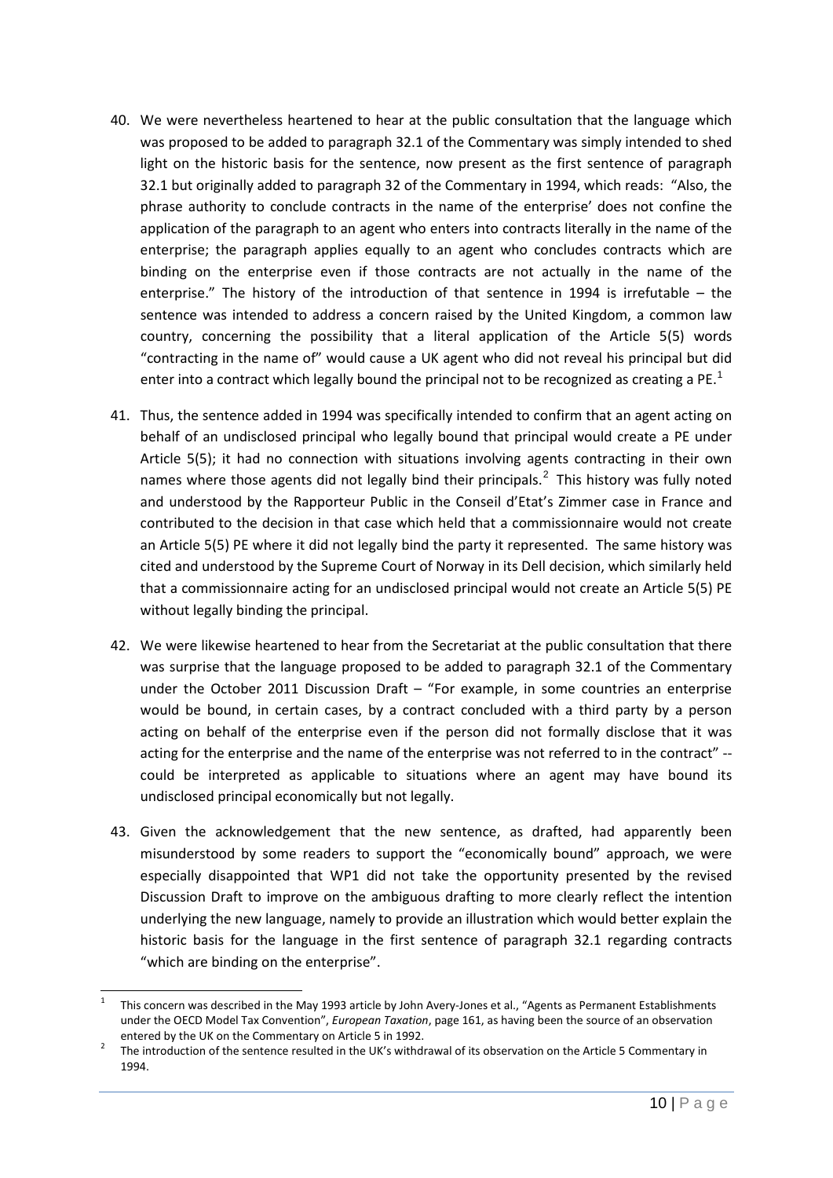40. We were nevertheless heartened to hear at the public consultation that the language which was proposed to be added to paragraph 32.1 of the Commentary was simply intended to shed light on the historic basis for the sentence, now present as the first sentence of paragraph 32.1 but originally added to paragraph 32 of the Commentary in 1994, which reads: "Also, the phrase authority to conclude contracts in the name of the enterprise' does not confine the application of the paragraph to an agent who enters into contracts literally in the name of the enterprise; the paragraph applies equally to an agent who concludes contracts which are binding on the enterprise even if those contracts are not actually in the name of the enterprise." The history of the introduction of that sentence in 1994 is irrefutable – the sentence was intended to address a concern raised by the United Kingdom, a common law country, concerning the possibility that a literal application of the Article 5(5) words "contracting in the name of" would cause a UK agent who did not reveal his principal but did enter into a contract which legally bound the principal not to be recognized as creating a PE.[1]

41. Thus, the sentence added in 1994 was specifically intended to confirm that an agent acting on behalf of an undisclosed principal who legally bound that principal would create a PE under Article 5(5); it had no connection with situations involving agents contracting in their own names where those agents did not legally bind their principals.[2] This history was fully noted and understood by the Rapporteur Public in the Conseil d'Etat's Zimmer case in France and contributed to the decision in that case which held that a commissionnaire would not create an Article 5(5) PE where it did not legally bind the party it represented. The same history was cited and understood by the Supreme Court of Norway in its Dell decision, which similarly held that a commissionnaire acting for an undisclosed principal would not create an Article 5(5) PE without legally binding the principal.

42. We were likewise heartened to hear from the Secretariat at the public consultation that there was surprise that the language proposed to be added to paragraph 32.1 of the Commentary under the October 2011 Discussion Draft – "For example, in some countries an enterprise would be bound, in certain cases, by a contract concluded with a third party by a person acting on behalf of the enterprise even if the person did not formally disclose that it was acting for the enterprise and the name of the enterprise was not referred to in the contract" -- could be interpreted as applicable to situations where an agent may have bound its undisclosed principal economically but not legally.

43. Given the acknowledgement that the new sentence, as drafted, had apparently been misunderstood by some readers to support the "economically bound" approach, we were especially disappointed that WP1 did not take the opportunity presented by the revised Discussion Draft to improve on the ambiguous drafting to more clearly reflect the intention underlying the new language, namely to provide an illustration which would better explain the historic basis for the language in the first sentence of paragraph 32.1 regarding contracts "which are binding on the enterprise".

---

[1] This concern was described in the May 1993 article by John Avery-Jones et al., "Agents as Permanent Establishments under the OECD Model Tax Convention", *European Taxation*, page 161, as having been the source of an observation entered by the UK on the Commentary on Article 5 in 1992.

[2] The introduction of the sentence resulted in the UK's withdrawal of its observation on the Article 5 Commentary in 1994.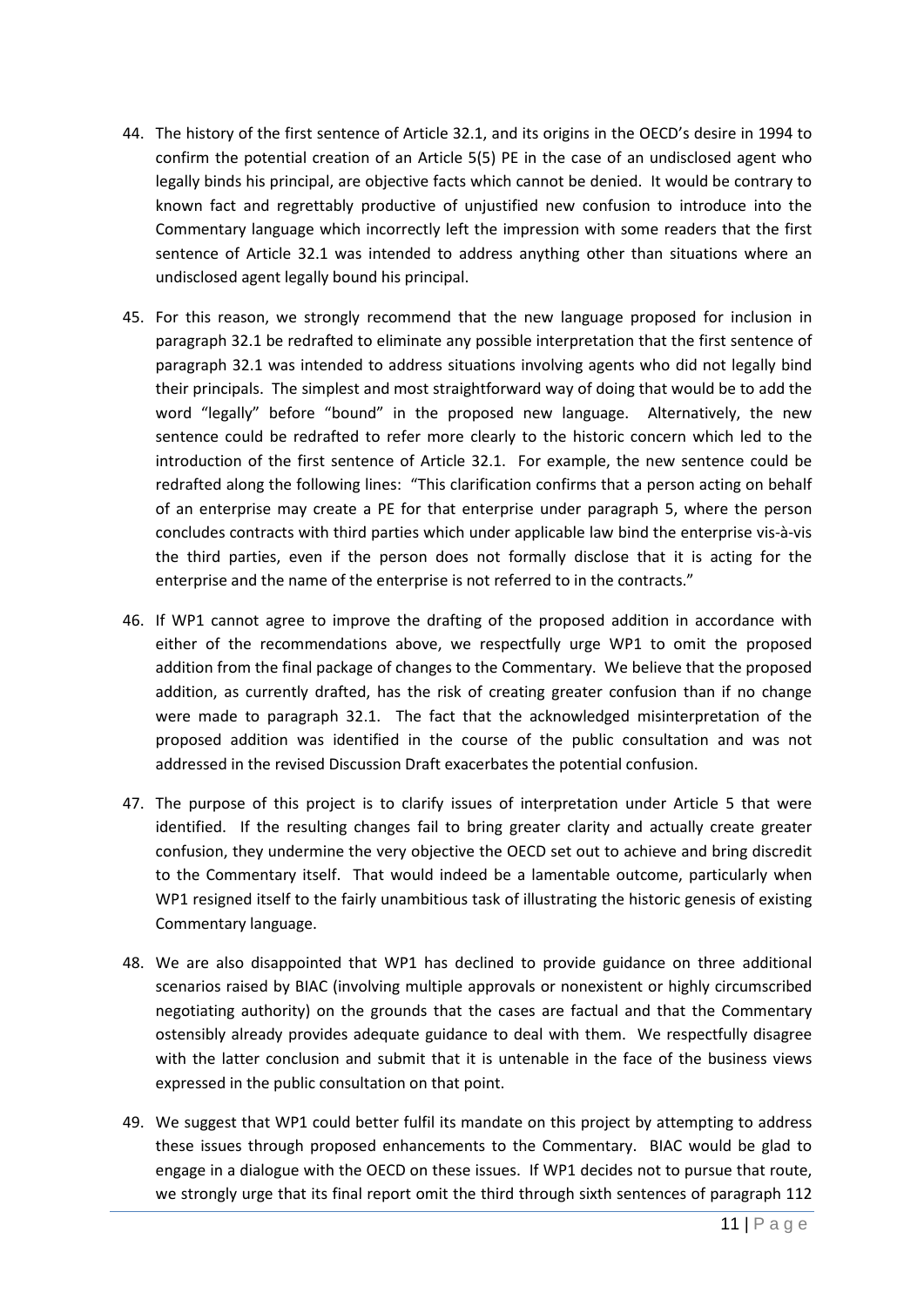44. The history of the first sentence of Article 32.1, and its origins in the OECD's desire in 1994 to confirm the potential creation of an Article 5(5) PE in the case of an undisclosed agent who legally binds his principal, are objective facts which cannot be denied. It would be contrary to known fact and regrettably productive of unjustified new confusion to introduce into the Commentary language which incorrectly left the impression with some readers that the first sentence of Article 32.1 was intended to address anything other than situations where an undisclosed agent legally bound his principal.

45. For this reason, we strongly recommend that the new language proposed for inclusion in paragraph 32.1 be redrafted to eliminate any possible interpretation that the first sentence of paragraph 32.1 was intended to address situations involving agents who did not legally bind their principals. The simplest and most straightforward way of doing that would be to add the word "legally" before "bound" in the proposed new language. Alternatively, the new sentence could be redrafted to refer more clearly to the historic concern which led to the introduction of the first sentence of Article 32.1. For example, the new sentence could be redrafted along the following lines: "This clarification confirms that a person acting on behalf of an enterprise may create a PE for that enterprise under paragraph 5, where the person concludes contracts with third parties which under applicable law bind the enterprise vis-à-vis the third parties, even if the person does not formally disclose that it is acting for the enterprise and the name of the enterprise is not referred to in the contracts."

46. If WP1 cannot agree to improve the drafting of the proposed addition in accordance with either of the recommendations above, we respectfully urge WP1 to omit the proposed addition from the final package of changes to the Commentary. We believe that the proposed addition, as currently drafted, has the risk of creating greater confusion than if no change were made to paragraph 32.1. The fact that the acknowledged misinterpretation of the proposed addition was identified in the course of the public consultation and was not addressed in the revised Discussion Draft exacerbates the potential confusion.

47. The purpose of this project is to clarify issues of interpretation under Article 5 that were identified. If the resulting changes fail to bring greater clarity and actually create greater confusion, they undermine the very objective the OECD set out to achieve and bring discredit to the Commentary itself. That would indeed be a lamentable outcome, particularly when WP1 resigned itself to the fairly unambitious task of illustrating the historic genesis of existing Commentary language.

48. We are also disappointed that WP1 has declined to provide guidance on three additional scenarios raised by BIAC (involving multiple approvals or nonexistent or highly circumscribed negotiating authority) on the grounds that the cases are factual and that the Commentary ostensibly already provides adequate guidance to deal with them. We respectfully disagree with the latter conclusion and submit that it is untenable in the face of the business views expressed in the public consultation on that point.

49. We suggest that WP1 could better fulfil its mandate on this project by attempting to address these issues through proposed enhancements to the Commentary. BIAC would be glad to engage in a dialogue with the OECD on these issues. If WP1 decides not to pursue that route, we strongly urge that its final report omit the third through sixth sentences of paragraph 112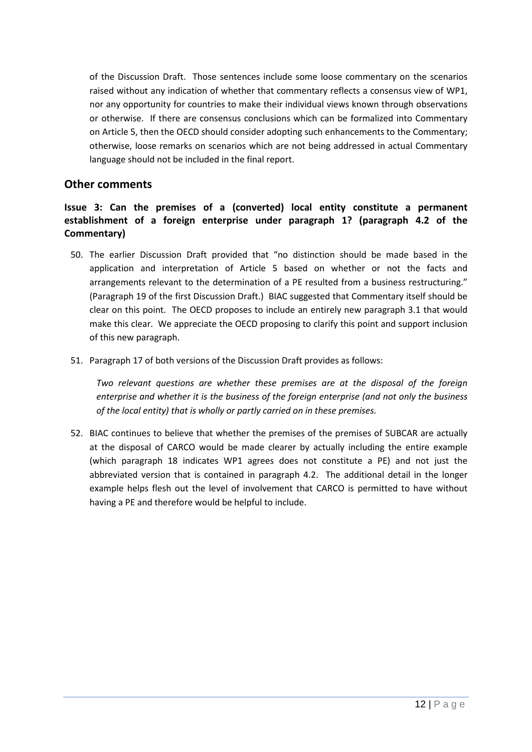of the Discussion Draft. Those sentences include some loose commentary on the scenarios raised without any indication of whether that commentary reflects a consensus view of WP1, nor any opportunity for countries to make their individual views known through observations or otherwise. If there are consensus conclusions which can be formalized into Commentary on Article 5, then the OECD should consider adopting such enhancements to the Commentary; otherwise, loose remarks on scenarios which are not being addressed in actual Commentary language should not be included in the final report.

## Other comments

### Issue 3: Can the premises of a (converted) local entity constitute a permanent establishment of a foreign enterprise under paragraph 1? (paragraph 4.2 of the Commentary)

50. The earlier Discussion Draft provided that "no distinction should be made based in the application and interpretation of Article 5 based on whether or not the facts and arrangements relevant to the determination of a PE resulted from a business restructuring." (Paragraph 19 of the first Discussion Draft.) BIAC suggested that Commentary itself should be clear on this point. The OECD proposes to include an entirely new paragraph 3.1 that would make this clear. We appreciate the OECD proposing to clarify this point and support inclusion of this new paragraph.

51. Paragraph 17 of both versions of the Discussion Draft provides as follows:

    *Two relevant questions are whether these premises are at the disposal of the foreign enterprise and whether it is the business of the foreign enterprise (and not only the business of the local entity) that is wholly or partly carried on in these premises.*

52. BIAC continues to believe that whether the premises of the premises of SUBCAR are actually at the disposal of CARCO would be made clearer by actually including the entire example (which paragraph 18 indicates WP1 agrees does not constitute a PE) and not just the abbreviated version that is contained in paragraph 4.2. The additional detail in the longer example helps flesh out the level of involvement that CARCO is permitted to have without having a PE and therefore would be helpful to include.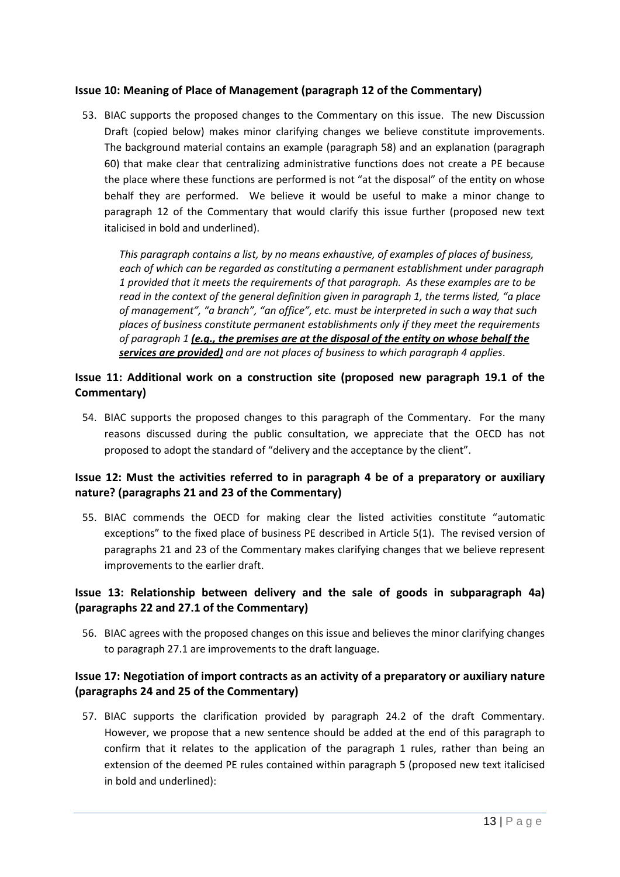### Issue 10: Meaning of Place of Management (paragraph 12 of the Commentary)

53. BIAC supports the proposed changes to the Commentary on this issue. The new Discussion Draft (copied below) makes minor clarifying changes we believe constitute improvements. The background material contains an example (paragraph 58) and an explanation (paragraph 60) that make clear that centralizing administrative functions does not create a PE because the place where these functions are performed is not "at the disposal" of the entity on whose behalf they are performed. We believe it would be useful to make a minor change to paragraph 12 of the Commentary that would clarify this issue further (proposed new text italicised in bold and underlined).

   *This paragraph contains a list, by no means exhaustive, of examples of places of business, each of which can be regarded as constituting a permanent establishment under paragraph 1 provided that it meets the requirements of that paragraph. As these examples are to be read in the context of the general definition given in paragraph 1, the terms listed, "a place of management", "a branch", "an office", etc. must be interpreted in such a way that such places of business constitute permanent establishments only if they meet the requirements of paragraph 1* ***<u>(e.g., the premises are at the disposal of the entity on whose behalf the services are provided)</u>*** *and are not places of business to which paragraph 4 applies.*

### Issue 11: Additional work on a construction site (proposed new paragraph 19.1 of the Commentary)

54. BIAC supports the proposed changes to this paragraph of the Commentary. For the many reasons discussed during the public consultation, we appreciate that the OECD has not proposed to adopt the standard of "delivery and the acceptance by the client".

### Issue 12: Must the activities referred to in paragraph 4 be of a preparatory or auxiliary nature? (paragraphs 21 and 23 of the Commentary)

55. BIAC commends the OECD for making clear the listed activities constitute "automatic exceptions" to the fixed place of business PE described in Article 5(1). The revised version of paragraphs 21 and 23 of the Commentary makes clarifying changes that we believe represent improvements to the earlier draft.

### Issue 13: Relationship between delivery and the sale of goods in subparagraph 4a) (paragraphs 22 and 27.1 of the Commentary)

56. BIAC agrees with the proposed changes on this issue and believes the minor clarifying changes to paragraph 27.1 are improvements to the draft language.

### Issue 17: Negotiation of import contracts as an activity of a preparatory or auxiliary nature (paragraphs 24 and 25 of the Commentary)

57. BIAC supports the clarification provided by paragraph 24.2 of the draft Commentary. However, we propose that a new sentence should be added at the end of this paragraph to confirm that it relates to the application of the paragraph 1 rules, rather than being an extension of the deemed PE rules contained within paragraph 5 (proposed new text italicised in bold and underlined):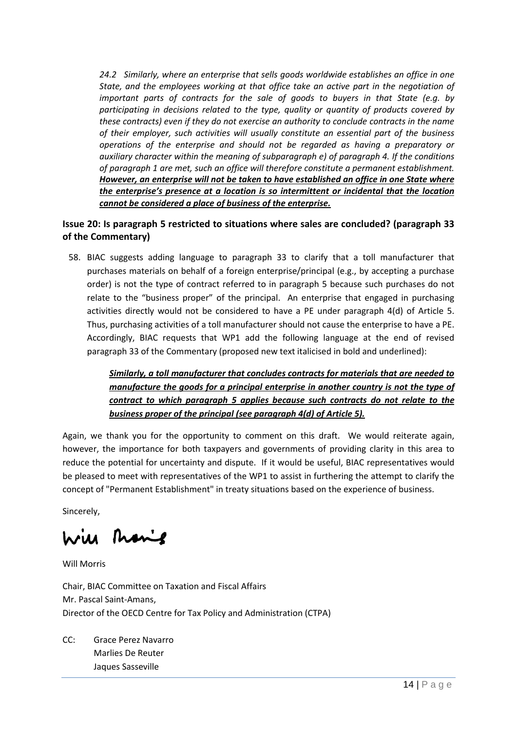*24.2 Similarly, where an enterprise that sells goods worldwide establishes an office in one State, and the employees working at that office take an active part in the negotiation of important parts of contracts for the sale of goods to buyers in that State (e.g. by participating in decisions related to the type, quality or quantity of products covered by these contracts) even if they do not exercise an authority to conclude contracts in the name of their employer, such activities will usually constitute an essential part of the business operations of the enterprise and should not be regarded as having a preparatory or auxiliary character within the meaning of subparagraph e) of paragraph 4. If the conditions of paragraph 1 are met, such an office will therefore constitute a permanent establishment.* ***<u>However, an enterprise will not be taken to have established an office in one State where the enterprise's presence at a location is so intermittent or incidental that the location cannot be considered a place of business of the enterprise.</u>***

### Issue 20: Is paragraph 5 restricted to situations where sales are concluded? (paragraph 33 of the Commentary)

58. BIAC suggests adding language to paragraph 33 to clarify that a toll manufacturer that purchases materials on behalf of a foreign enterprise/principal (e.g., by accepting a purchase order) is not the type of contract referred to in paragraph 5 because such purchases do not relate to the "business proper" of the principal. An enterprise that engaged in purchasing activities directly would not be considered to have a PE under paragraph 4(d) of Article 5. Thus, purchasing activities of a toll manufacturer should not cause the enterprise to have a PE. Accordingly, BIAC requests that WP1 add the following language at the end of revised paragraph 33 of the Commentary (proposed new text italicised in bold and underlined):

    ***<u>Similarly, a toll manufacturer that concludes contracts for materials that are needed to manufacture the goods for a principal enterprise in another country is not the type of contract to which paragraph 5 applies because such contracts do not relate to the business proper of the principal (see paragraph 4(d) of Article 5).</u>***

Again, we thank you for the opportunity to comment on this draft. We would reiterate again, however, the importance for both taxpayers and governments of providing clarity in this area to reduce the potential for uncertainty and dispute. If it would be useful, BIAC representatives would be pleased to meet with representatives of the WP1 to assist in furthering the attempt to clarify the concept of "Permanent Establishment" in treaty situations based on the experience of business.

Sincerely,

Will Morris

Will Morris

Chair, BIAC Committee on Taxation and Fiscal Affairs
Mr. Pascal Saint-Amans,
Director of the OECD Centre for Tax Policy and Administration (CTPA)

CC: Grace Perez Navarro
Marlies De Reuter
Jaques Sasseville